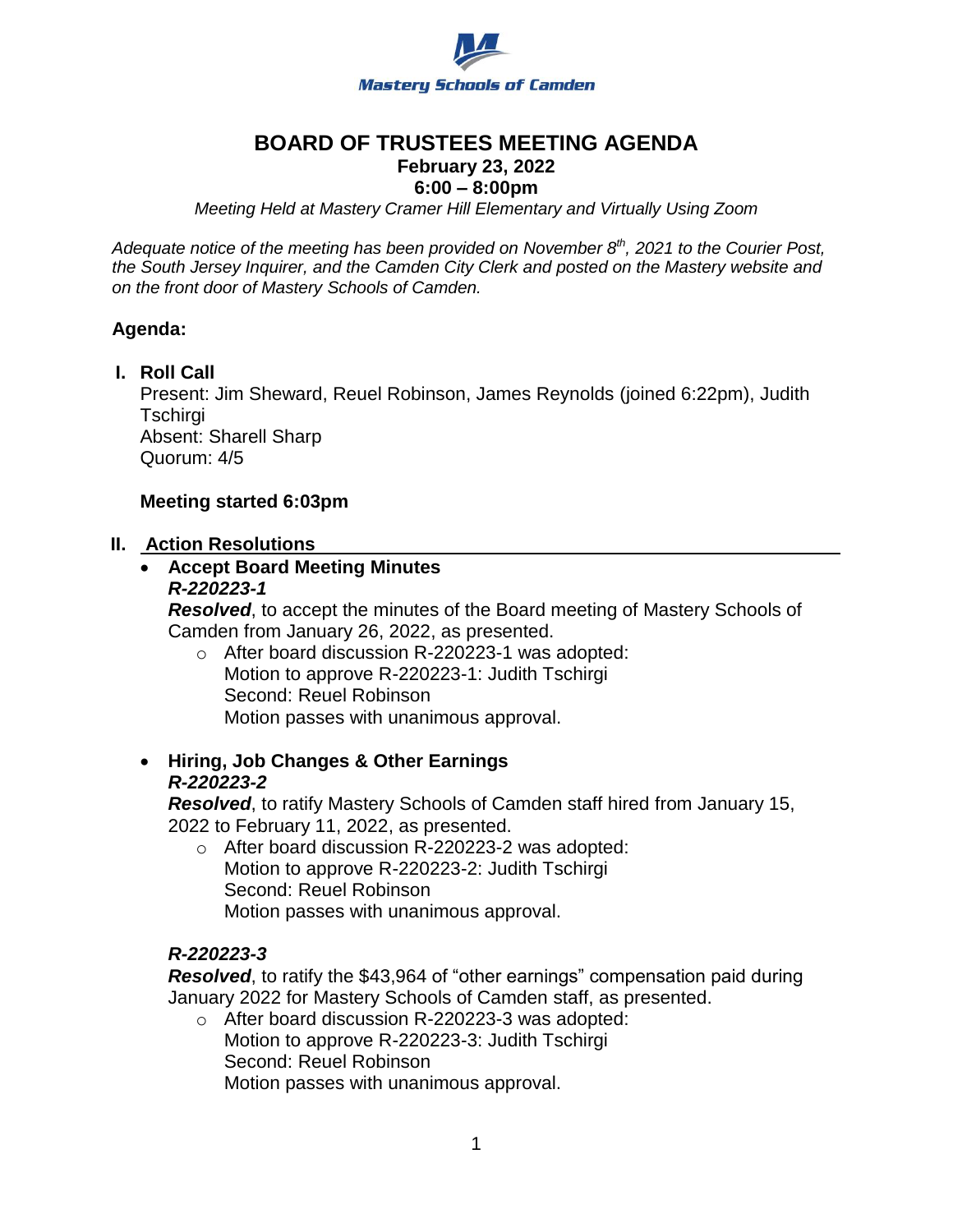Mastery Schools of Camden

# BOARD OF TRUSTEES MEETING AGENDA

**February 23, 2022**

**6:00 – 8:00pm**

*Meeting Held at Mastery Cramer Hill Elementary and Virtually Using Zoom*

*Adequate notice of the meeting has been provided on November 8th, 2021 to the Courier Post, the South Jersey Inquirer, and the Camden City Clerk and posted on the Mastery website and on the front door of Mastery Schools of Camden.*

**Agenda:**

## I. Roll Call

Present: Jim Sheward, Reuel Robinson, James Reynolds (joined 6:22pm), Judith Tschirgi
Absent: Sharell Sharp
Quorum: 4/5

**Meeting started 6:03pm**

## II. Action Resolutions

- **Accept Board Meeting Minutes**

  ***R-220223-1***

  ***Resolved***, to accept the minutes of the Board meeting of Mastery Schools of Camden from January 26, 2022, as presented.

  - After board discussion R-220223-1 was adopted:
    Motion to approve R-220223-1: Judith Tschirgi
    Second: Reuel Robinson
    Motion passes with unanimous approval.

- **Hiring, Job Changes & Other Earnings**

  ***R-220223-2***

  ***Resolved***, to ratify Mastery Schools of Camden staff hired from January 15, 2022 to February 11, 2022, as presented.

  - After board discussion R-220223-2 was adopted:
    Motion to approve R-220223-2: Judith Tschirgi
    Second: Reuel Robinson
    Motion passes with unanimous approval.

  ***R-220223-3***

  ***Resolved***, to ratify the $43,964 of "other earnings" compensation paid during January 2022 for Mastery Schools of Camden staff, as presented.

  - After board discussion R-220223-3 was adopted:
    Motion to approve R-220223-3: Judith Tschirgi
    Second: Reuel Robinson
    Motion passes with unanimous approval.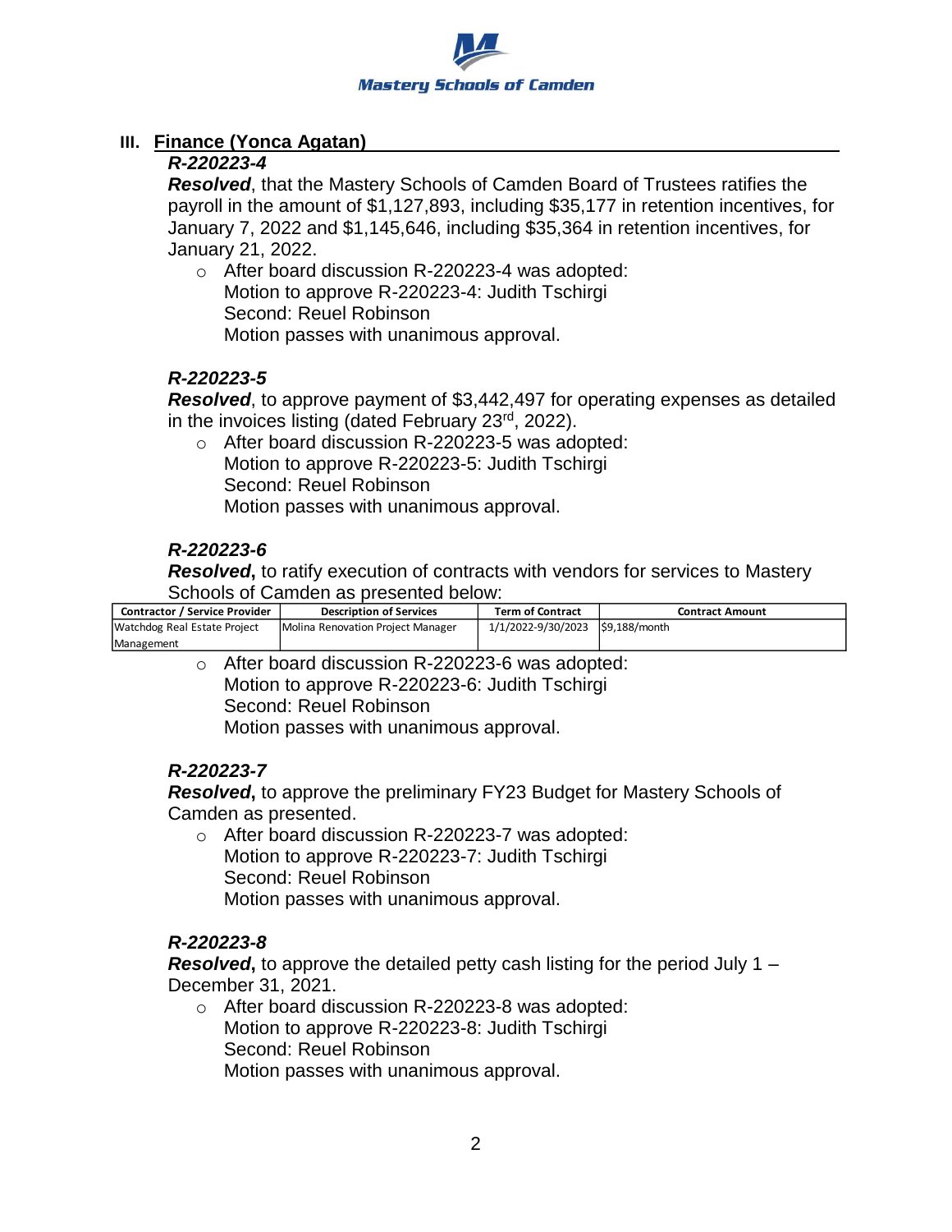## III. Finance (Yonca Agatan)

***R-220223-4***

***Resolved***, that the Mastery Schools of Camden Board of Trustees ratifies the payroll in the amount of $1,127,893, including $35,177 in retention incentives, for January 7, 2022 and $1,145,646, including $35,364 in retention incentives, for January 21, 2022.

- After board discussion R-220223-4 was adopted:
  Motion to approve R-220223-4: Judith Tschirgi
  Second: Reuel Robinson
  Motion passes with unanimous approval.

***R-220223-5***

***Resolved***, to approve payment of $3,442,497 for operating expenses as detailed in the invoices listing (dated February 23rd, 2022).

- After board discussion R-220223-5 was adopted:
  Motion to approve R-220223-5: Judith Tschirgi
  Second: Reuel Robinson
  Motion passes with unanimous approval.

***R-220223-6***

***Resolved*****,** to ratify execution of contracts with vendors for services to Mastery Schools of Camden as presented below:

| Contractor / Service Provider | Description of Services | Term of Contract | Contract Amount |
|---|---|---|---|
| Watchdog Real Estate Project Management | Molina Renovation Project Manager | 1/1/2022-9/30/2023 | $9,188/month |

- After board discussion R-220223-6 was adopted:
  Motion to approve R-220223-6: Judith Tschirgi
  Second: Reuel Robinson
  Motion passes with unanimous approval.

***R-220223-7***

***Resolved*****,** to approve the preliminary FY23 Budget for Mastery Schools of Camden as presented.

- After board discussion R-220223-7 was adopted:
  Motion to approve R-220223-7: Judith Tschirgi
  Second: Reuel Robinson
  Motion passes with unanimous approval.

***R-220223-8***

***Resolved*****,** to approve the detailed petty cash listing for the period July 1 – December 31, 2021.

- After board discussion R-220223-8 was adopted:
  Motion to approve R-220223-8: Judith Tschirgi
  Second: Reuel Robinson
  Motion passes with unanimous approval.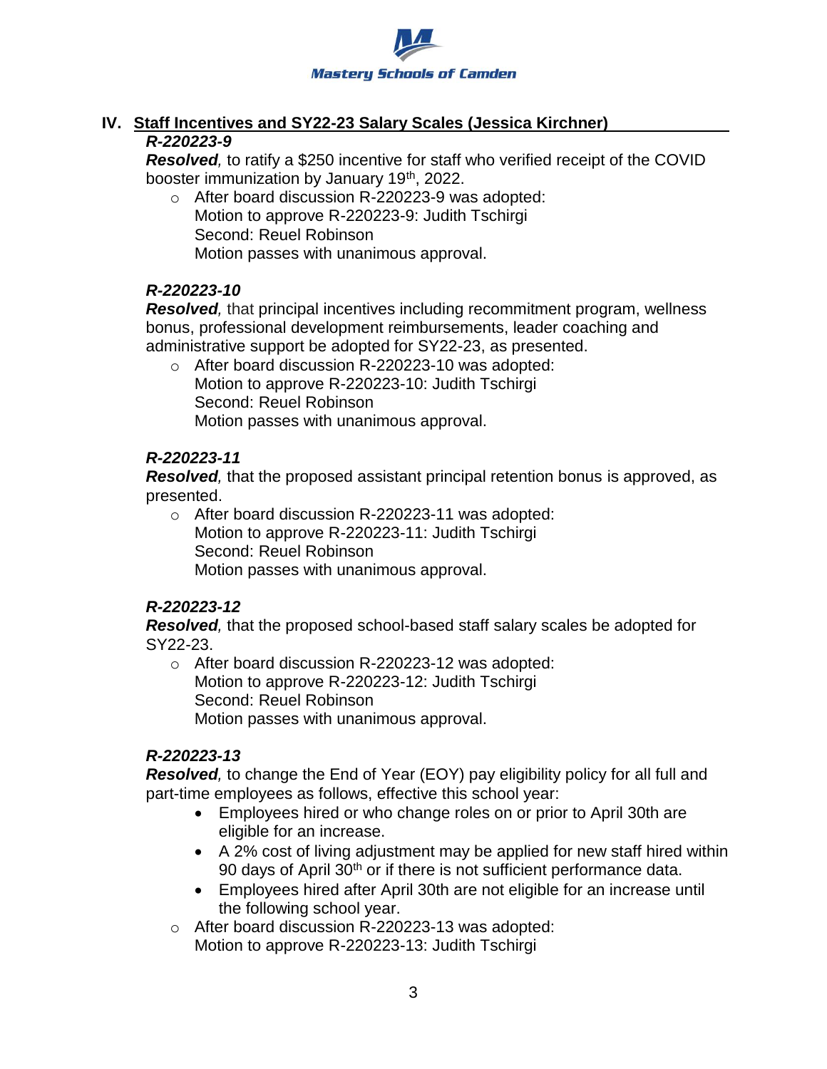## IV. Staff Incentives and SY22-23 Salary Scales (Jessica Kirchner)

***R-220223-9***

***Resolved**,* to ratify a $250 incentive for staff who verified receipt of the COVID booster immunization by January 19th, 2022.

- After board discussion R-220223-9 was adopted:
  Motion to approve R-220223-9: Judith Tschirgi
  Second: Reuel Robinson
  Motion passes with unanimous approval.

***R-220223-10***

***Resolved**,* that principal incentives including recommitment program, wellness bonus, professional development reimbursements, leader coaching and administrative support be adopted for SY22-23, as presented.

- After board discussion R-220223-10 was adopted:
  Motion to approve R-220223-10: Judith Tschirgi
  Second: Reuel Robinson
  Motion passes with unanimous approval.

***R-220223-11***

***Resolved**,* that the proposed assistant principal retention bonus is approved, as presented.

- After board discussion R-220223-11 was adopted:
  Motion to approve R-220223-11: Judith Tschirgi
  Second: Reuel Robinson
  Motion passes with unanimous approval.

***R-220223-12***

***Resolved**,* that the proposed school-based staff salary scales be adopted for SY22-23.

- After board discussion R-220223-12 was adopted:
  Motion to approve R-220223-12: Judith Tschirgi
  Second: Reuel Robinson
  Motion passes with unanimous approval.

***R-220223-13***

***Resolved**,* to change the End of Year (EOY) pay eligibility policy for all full and part-time employees as follows, effective this school year:

- Employees hired or who change roles on or prior to April 30th are eligible for an increase.
- A 2% cost of living adjustment may be applied for new staff hired within 90 days of April 30th or if there is not sufficient performance data.
- Employees hired after April 30th are not eligible for an increase until the following school year.

- After board discussion R-220223-13 was adopted:
  Motion to approve R-220223-13: Judith Tschirgi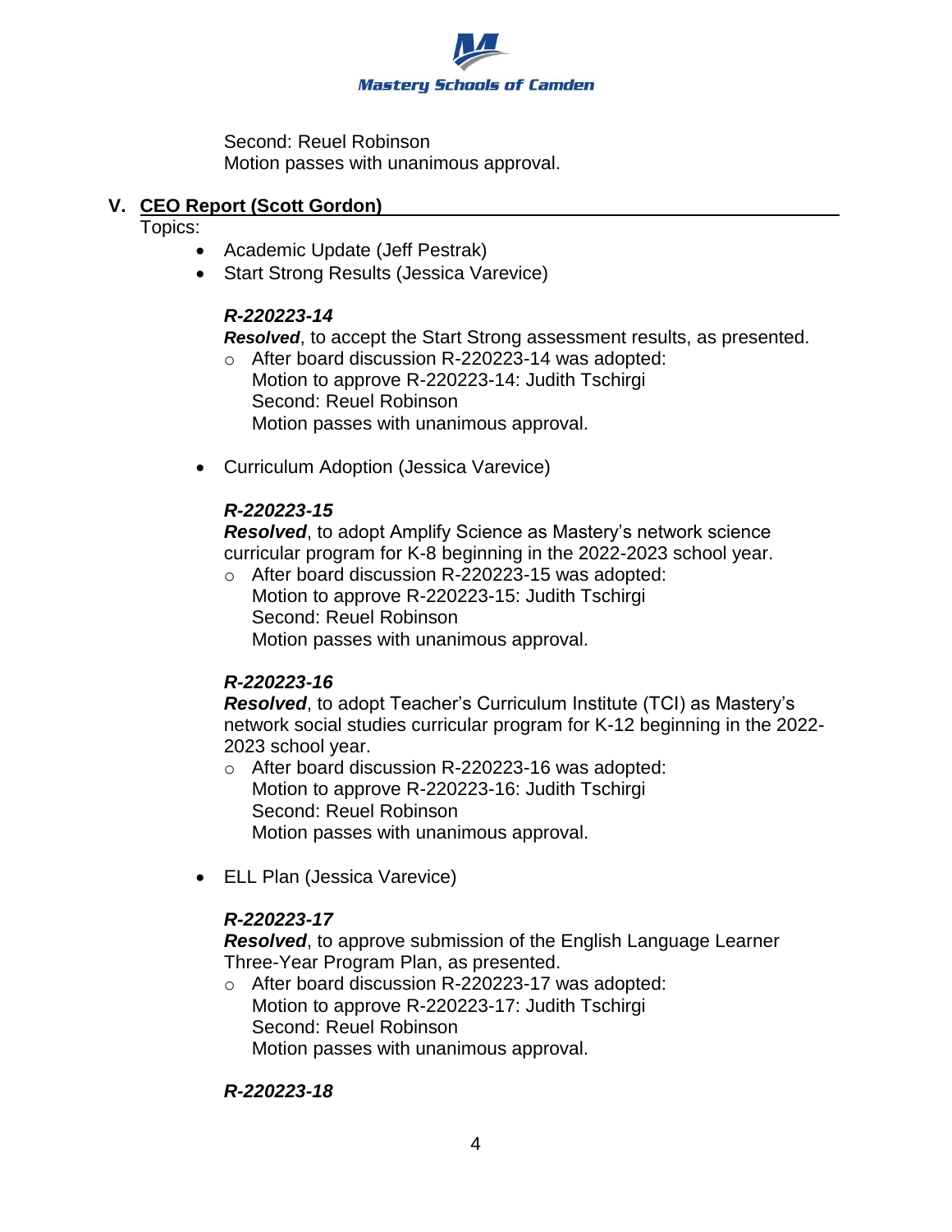Second: Reuel Robinson
Motion passes with unanimous approval.

## V. CEO Report (Scott Gordon)

Topics:

- Academic Update (Jeff Pestrak)
- Start Strong Results (Jessica Varevice)

***R-220223-14***

***Resolved***, to accept the Start Strong assessment results, as presented.

- After board discussion R-220223-14 was adopted:
  Motion to approve R-220223-14: Judith Tschirgi
  Second: Reuel Robinson
  Motion passes with unanimous approval.

- Curriculum Adoption (Jessica Varevice)

***R-220223-15***

***Resolved***, to adopt Amplify Science as Mastery's network science curricular program for K-8 beginning in the 2022-2023 school year.

- After board discussion R-220223-15 was adopted:
  Motion to approve R-220223-15: Judith Tschirgi
  Second: Reuel Robinson
  Motion passes with unanimous approval.

***R-220223-16***

***Resolved***, to adopt Teacher's Curriculum Institute (TCI) as Mastery's network social studies curricular program for K-12 beginning in the 2022-2023 school year.

- After board discussion R-220223-16 was adopted:
  Motion to approve R-220223-16: Judith Tschirgi
  Second: Reuel Robinson
  Motion passes with unanimous approval.

- ELL Plan (Jessica Varevice)

***R-220223-17***

***Resolved***, to approve submission of the English Language Learner Three-Year Program Plan, as presented.

- After board discussion R-220223-17 was adopted:
  Motion to approve R-220223-17: Judith Tschirgi
  Second: Reuel Robinson
  Motion passes with unanimous approval.

***R-220223-18***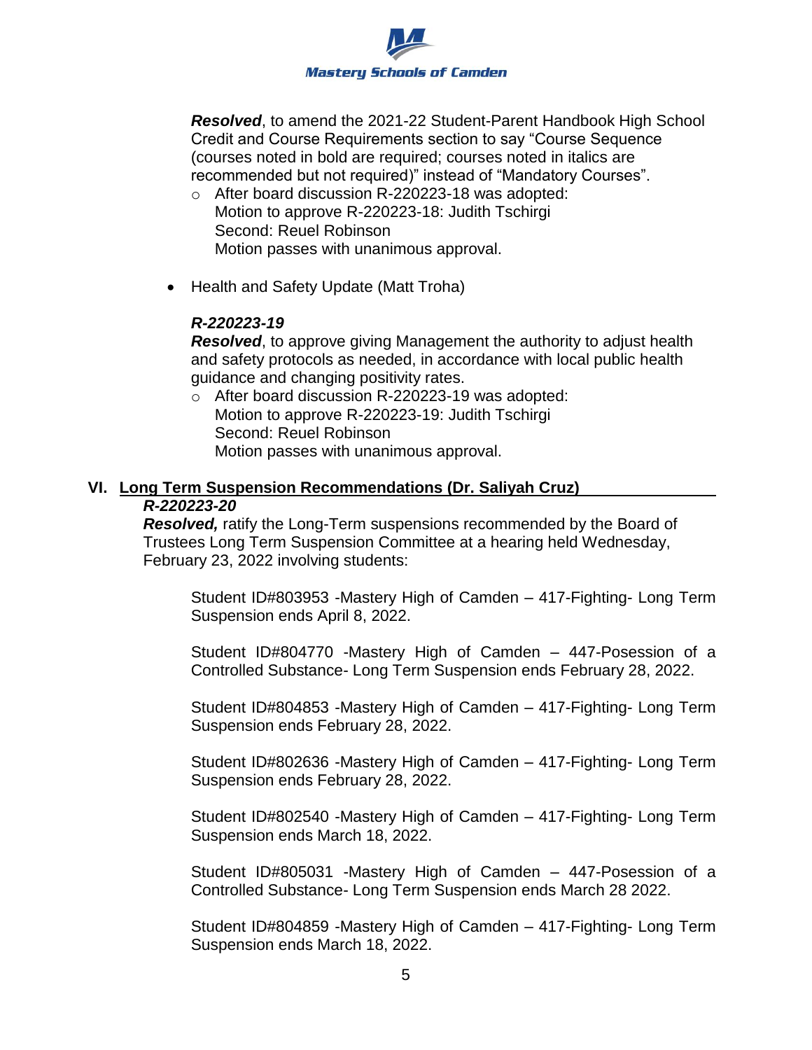***Resolved***, to amend the 2021-22 Student-Parent Handbook High School Credit and Course Requirements section to say "Course Sequence (courses noted in bold are required; courses noted in italics are recommended but not required)" instead of "Mandatory Courses".

- After board discussion R-220223-18 was adopted:
  Motion to approve R-220223-18: Judith Tschirgi
  Second: Reuel Robinson
  Motion passes with unanimous approval.

- Health and Safety Update (Matt Troha)

***R-220223-19***
***Resolved***, to approve giving Management the authority to adjust health and safety protocols as needed, in accordance with local public health guidance and changing positivity rates.

- After board discussion R-220223-19 was adopted:
  Motion to approve R-220223-19: Judith Tschirgi
  Second: Reuel Robinson
  Motion passes with unanimous approval.

## VI. Long Term Suspension Recommendations (Dr. Saliyah Cruz)

***R-220223-20***
***Resolved,*** ratify the Long-Term suspensions recommended by the Board of Trustees Long Term Suspension Committee at a hearing held Wednesday, February 23, 2022 involving students:

Student ID#803953 -Mastery High of Camden – 417-Fighting- Long Term Suspension ends April 8, 2022.

Student ID#804770 -Mastery High of Camden – 447-Posession of a Controlled Substance- Long Term Suspension ends February 28, 2022.

Student ID#804853 -Mastery High of Camden – 417-Fighting- Long Term Suspension ends February 28, 2022.

Student ID#802636 -Mastery High of Camden – 417-Fighting- Long Term Suspension ends February 28, 2022.

Student ID#802540 -Mastery High of Camden – 417-Fighting- Long Term Suspension ends March 18, 2022.

Student ID#805031 -Mastery High of Camden – 447-Posession of a Controlled Substance- Long Term Suspension ends March 28 2022.

Student ID#804859 -Mastery High of Camden – 417-Fighting- Long Term Suspension ends March 18, 2022.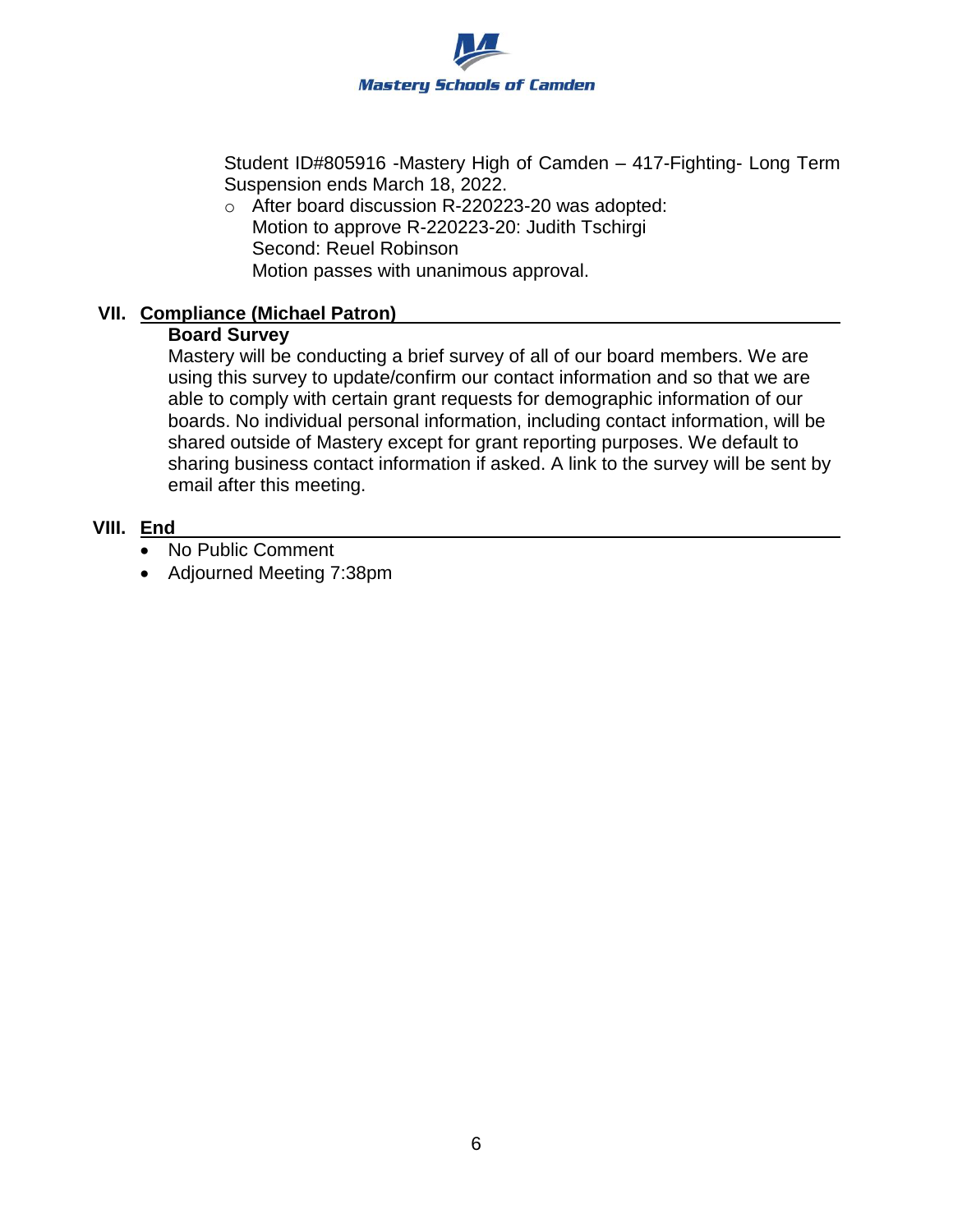Student ID#805916 -Mastery High of Camden – 417-Fighting- Long Term Suspension ends March 18, 2022.

- After board discussion R-220223-20 was adopted:
  Motion to approve R-220223-20: Judith Tschirgi
  Second: Reuel Robinson
  Motion passes with unanimous approval.

## VII. Compliance (Michael Patron)

**Board Survey**

Mastery will be conducting a brief survey of all of our board members. We are using this survey to update/confirm our contact information and so that we are able to comply with certain grant requests for demographic information of our boards. No individual personal information, including contact information, will be shared outside of Mastery except for grant reporting purposes. We default to sharing business contact information if asked. A link to the survey will be sent by email after this meeting.

## VIII. End

- No Public Comment
- Adjourned Meeting 7:38pm